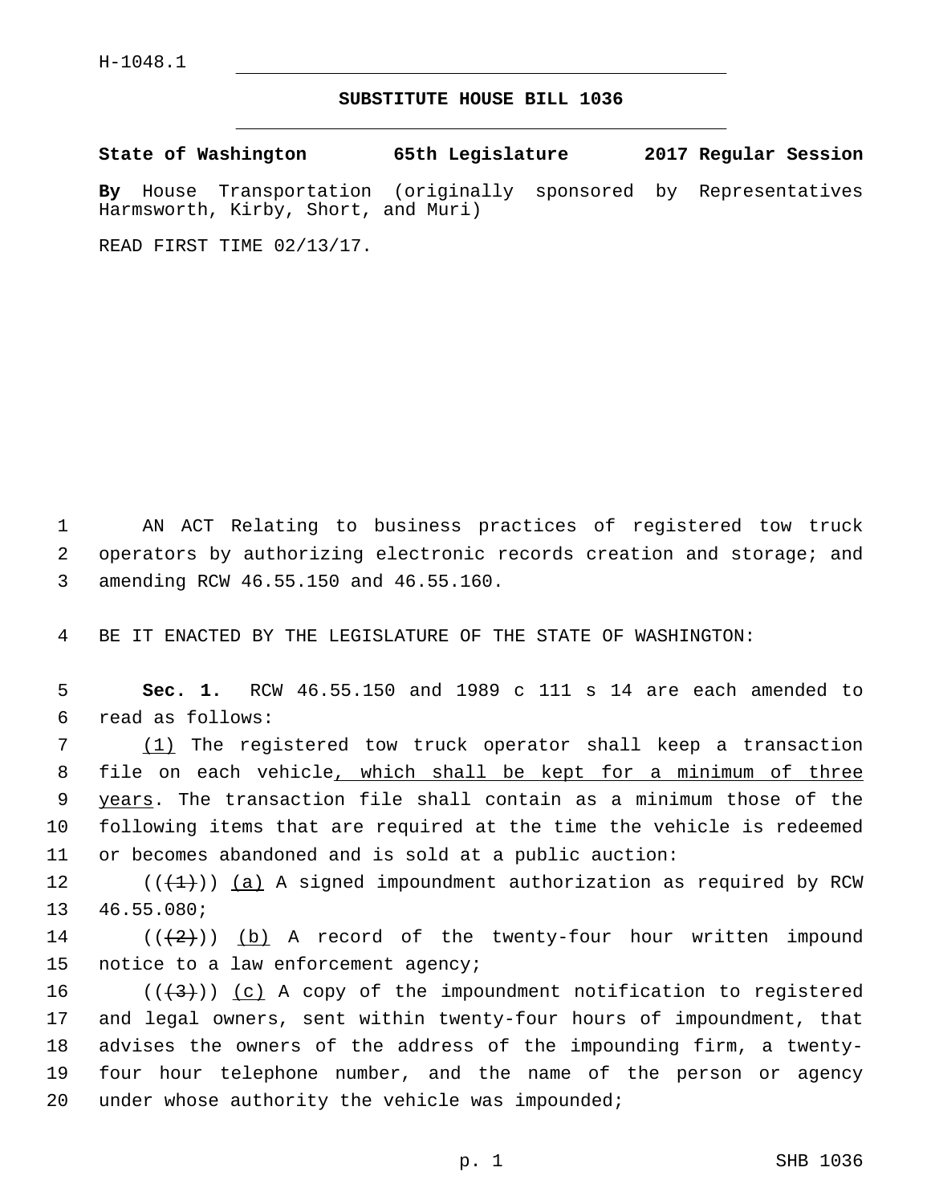H-1048.1

# SUBSTITUTE HOUSE BILL 1036

**State of Washington 65th Legislature 2017 Regular Session**

**By** House Transportation (originally sponsored by Representatives Harmsworth, Kirby, Short, and Muri)

READ FIRST TIME 02/13/17.

AN ACT Relating to business practices of registered tow truck operators by authorizing electronic records creation and storage; and amending RCW 46.55.150 and 46.55.160.

BE IT ENACTED BY THE LEGISLATURE OF THE STATE OF WASHINGTON:

**Sec. 1.** RCW 46.55.150 and 1989 c 111 s 14 are each amended to read as follows:

(1) The registered tow truck operator shall keep a transaction file on each vehicle, which shall be kept for a minimum of three years. The transaction file shall contain as a minimum those of the following items that are required at the time the vehicle is redeemed or becomes abandoned and is sold at a public auction:

(((1))) (a) A signed impoundment authorization as required by RCW 46.55.080;

(((2))) (b) A record of the twenty-four hour written impound notice to a law enforcement agency;

(((3))) (c) A copy of the impoundment notification to registered and legal owners, sent within twenty-four hours of impoundment, that advises the owners of the address of the impounding firm, a twenty-four hour telephone number, and the name of the person or agency under whose authority the vehicle was impounded;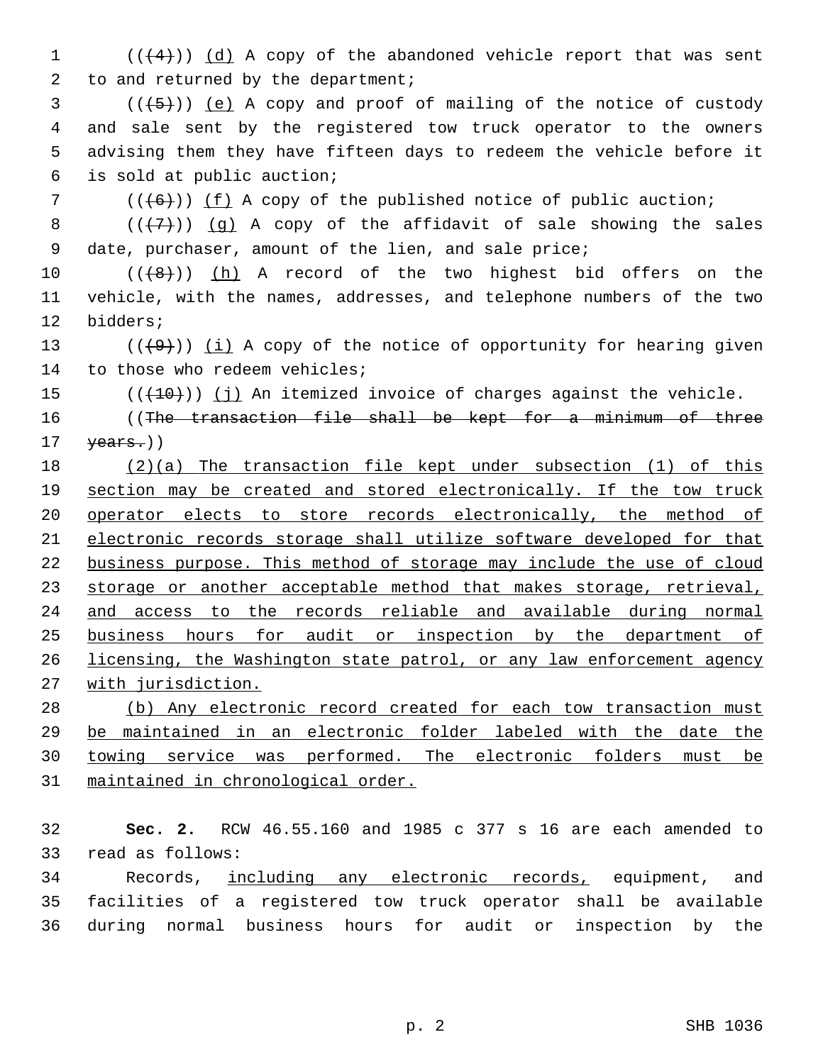((~~(4)~~)) <u>(d)</u> A copy of the abandoned vehicle report that was sent to and returned by the department;

((~~(5)~~)) <u>(e)</u> A copy and proof of mailing of the notice of custody and sale sent by the registered tow truck operator to the owners advising them they have fifteen days to redeem the vehicle before it is sold at public auction;

((~~(6)~~)) <u>(f)</u> A copy of the published notice of public auction;

((~~(7)~~)) <u>(g)</u> A copy of the affidavit of sale showing the sales date, purchaser, amount of the lien, and sale price;

((~~(8)~~)) <u>(h)</u> A record of the two highest bid offers on the vehicle, with the names, addresses, and telephone numbers of the two bidders;

((~~(9)~~)) <u>(i)</u> A copy of the notice of opportunity for hearing given to those who redeem vehicles;

((~~(10)~~)) <u>(j)</u> An itemized invoice of charges against the vehicle.

((~~The transaction file shall be kept for a minimum of three years.~~))

<u>(2)(a) The transaction file kept under subsection (1) of this section may be created and stored electronically. If the tow truck operator elects to store records electronically, the method of electronic records storage shall utilize software developed for that business purpose. This method of storage may include the use of cloud storage or another acceptable method that makes storage, retrieval, and access to the records reliable and available during normal business hours for audit or inspection by the department of licensing, the Washington state patrol, or any law enforcement agency with jurisdiction.</u>

<u>(b) Any electronic record created for each tow transaction must be maintained in an electronic folder labeled with the date the towing service was performed. The electronic folders must be maintained in chronological order.</u>

**Sec. 2.** RCW 46.55.160 and 1985 c 377 s 16 are each amended to read as follows:

Records, <u>including any electronic records,</u> equipment, and facilities of a registered tow truck operator shall be available during normal business hours for audit or inspection by the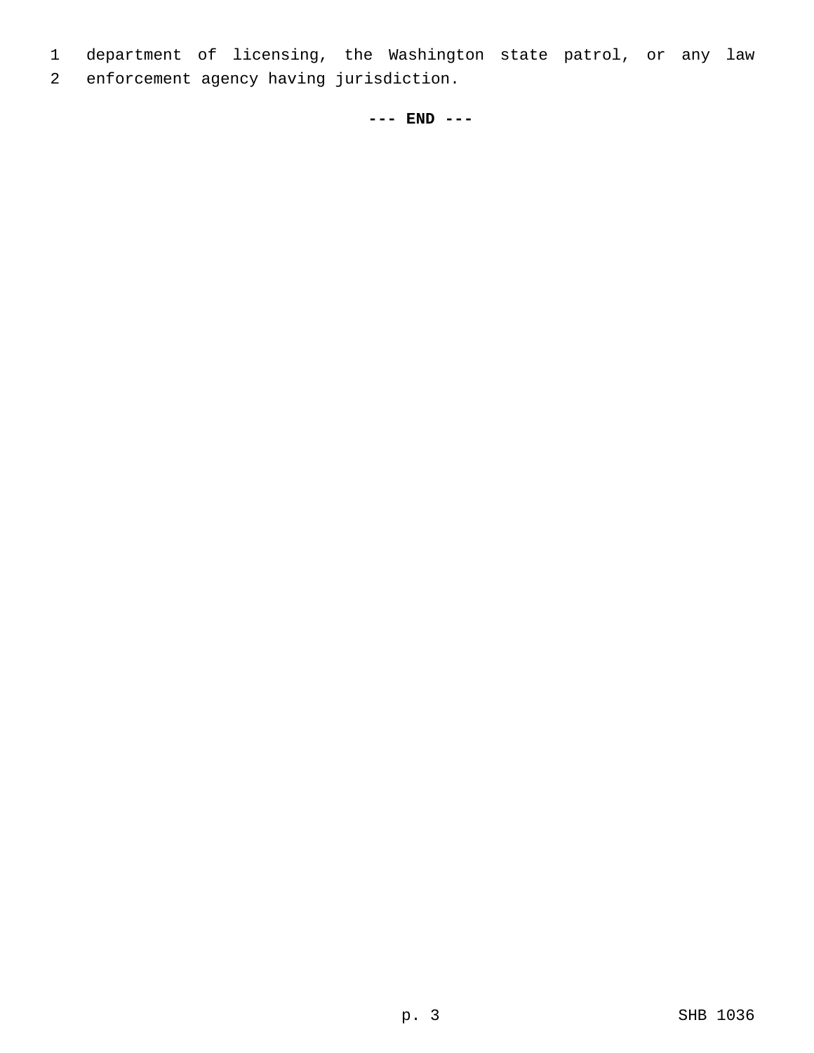department of licensing, the Washington state patrol, or any law enforcement agency having jurisdiction.

--- END ---